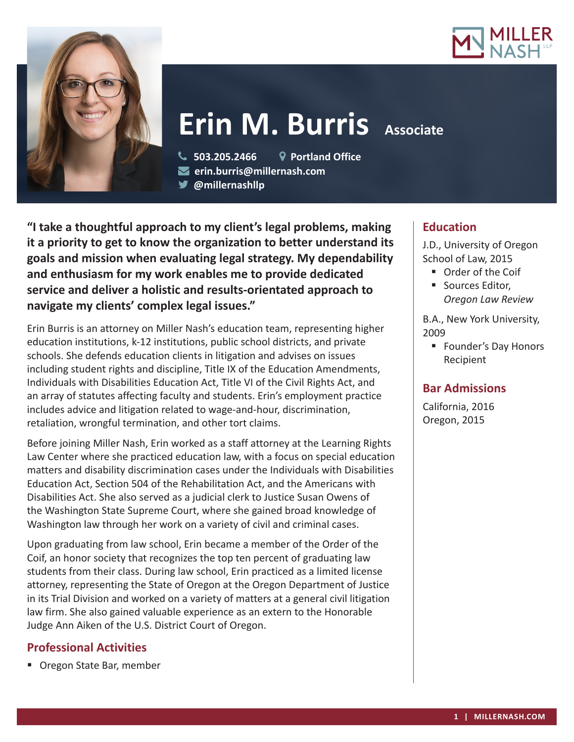# Erin M. Burris

**Associate**

503.205.2466 | Portland Office
erin.burris@millernash.com
@millernashllp

**"I take a thoughtful approach to my client's legal problems, making it a priority to get to know the organization to better understand its goals and mission when evaluating legal strategy. My dependability and enthusiasm for my work enables me to provide dedicated service and deliver a holistic and results-orientated approach to navigate my clients' complex legal issues."**

Erin Burris is an attorney on Miller Nash's education team, representing higher education institutions, k-12 institutions, public school districts, and private schools. She defends education clients in litigation and advises on issues including student rights and discipline, Title IX of the Education Amendments, Individuals with Disabilities Education Act, Title VI of the Civil Rights Act, and an array of statutes affecting faculty and students. Erin's employment practice includes advice and litigation related to wage-and-hour, discrimination, retaliation, wrongful termination, and other tort claims.

Before joining Miller Nash, Erin worked as a staff attorney at the Learning Rights Law Center where she practiced education law, with a focus on special education matters and disability discrimination cases under the Individuals with Disabilities Education Act, Section 504 of the Rehabilitation Act, and the Americans with Disabilities Act. She also served as a judicial clerk to Justice Susan Owens of the Washington State Supreme Court, where she gained broad knowledge of Washington law through her work on a variety of civil and criminal cases.

Upon graduating from law school, Erin became a member of the Order of the Coif, an honor society that recognizes the top ten percent of graduating law students from their class. During law school, Erin practiced as a limited license attorney, representing the State of Oregon at the Oregon Department of Justice in its Trial Division and worked on a variety of matters at a general civil litigation law firm. She also gained valuable experience as an extern to the Honorable Judge Ann Aiken of the U.S. District Court of Oregon.

## Professional Activities

- Oregon State Bar, member

## Education

J.D., University of Oregon School of Law, 2015

- Order of the Coif
- Sources Editor, *Oregon Law Review*

B.A., New York University, 2009

- Founder's Day Honors Recipient

## Bar Admissions

California, 2016
Oregon, 2015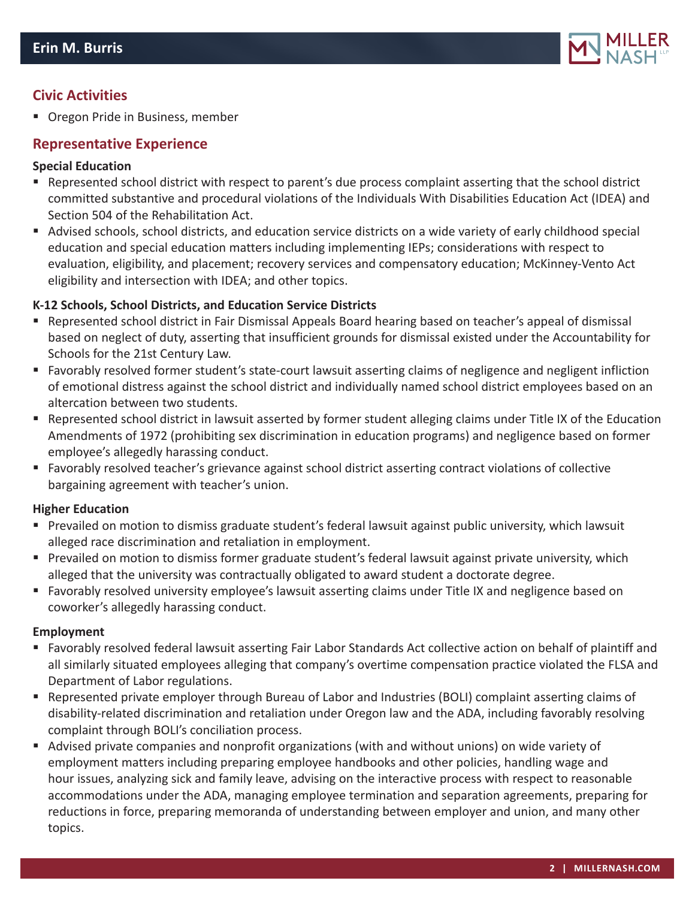## Civic Activities

- Oregon Pride in Business, member

## Representative Experience

**Special Education**

- Represented school district with respect to parent's due process complaint asserting that the school district committed substantive and procedural violations of the Individuals With Disabilities Education Act (IDEA) and Section 504 of the Rehabilitation Act.
- Advised schools, school districts, and education service districts on a wide variety of early childhood special education and special education matters including implementing IEPs; considerations with respect to evaluation, eligibility, and placement; recovery services and compensatory education; McKinney-Vento Act eligibility and intersection with IDEA; and other topics.

**K-12 Schools, School Districts, and Education Service Districts**

- Represented school district in Fair Dismissal Appeals Board hearing based on teacher's appeal of dismissal based on neglect of duty, asserting that insufficient grounds for dismissal existed under the Accountability for Schools for the 21st Century Law.
- Favorably resolved former student's state-court lawsuit asserting claims of negligence and negligent infliction of emotional distress against the school district and individually named school district employees based on an altercation between two students.
- Represented school district in lawsuit asserted by former student alleging claims under Title IX of the Education Amendments of 1972 (prohibiting sex discrimination in education programs) and negligence based on former employee's allegedly harassing conduct.
- Favorably resolved teacher's grievance against school district asserting contract violations of collective bargaining agreement with teacher's union.

**Higher Education**

- Prevailed on motion to dismiss graduate student's federal lawsuit against public university, which lawsuit alleged race discrimination and retaliation in employment.
- Prevailed on motion to dismiss former graduate student's federal lawsuit against private university, which alleged that the university was contractually obligated to award student a doctorate degree.
- Favorably resolved university employee's lawsuit asserting claims under Title IX and negligence based on coworker's allegedly harassing conduct.

**Employment**

- Favorably resolved federal lawsuit asserting Fair Labor Standards Act collective action on behalf of plaintiff and all similarly situated employees alleging that company's overtime compensation practice violated the FLSA and Department of Labor regulations.
- Represented private employer through Bureau of Labor and Industries (BOLI) complaint asserting claims of disability-related discrimination and retaliation under Oregon law and the ADA, including favorably resolving complaint through BOLI's conciliation process.
- Advised private companies and nonprofit organizations (with and without unions) on wide variety of employment matters including preparing employee handbooks and other policies, handling wage and hour issues, analyzing sick and family leave, advising on the interactive process with respect to reasonable accommodations under the ADA, managing employee termination and separation agreements, preparing for reductions in force, preparing memoranda of understanding between employer and union, and many other topics.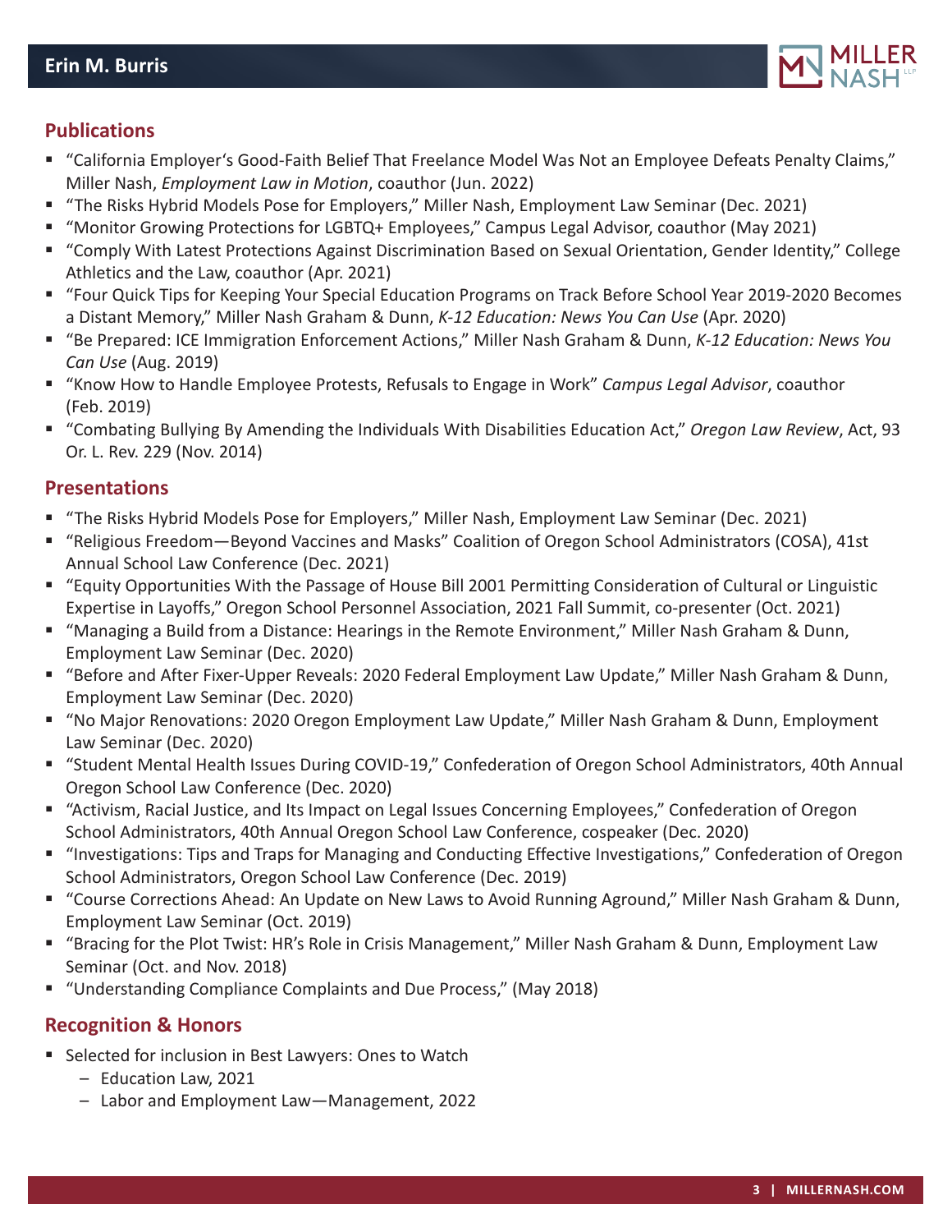## Publications

- "California Employer's Good-Faith Belief That Freelance Model Was Not an Employee Defeats Penalty Claims," Miller Nash, *Employment Law in Motion*, coauthor (Jun. 2022)
- "The Risks Hybrid Models Pose for Employers," Miller Nash, Employment Law Seminar (Dec. 2021)
- "Monitor Growing Protections for LGBTQ+ Employees," Campus Legal Advisor, coauthor (May 2021)
- "Comply With Latest Protections Against Discrimination Based on Sexual Orientation, Gender Identity," College Athletics and the Law, coauthor (Apr. 2021)
- "Four Quick Tips for Keeping Your Special Education Programs on Track Before School Year 2019-2020 Becomes a Distant Memory," Miller Nash Graham & Dunn, *K-12 Education: News You Can Use* (Apr. 2020)
- "Be Prepared: ICE Immigration Enforcement Actions," Miller Nash Graham & Dunn, *K-12 Education: News You Can Use* (Aug. 2019)
- "Know How to Handle Employee Protests, Refusals to Engage in Work" *Campus Legal Advisor*, coauthor (Feb. 2019)
- "Combating Bullying By Amending the Individuals With Disabilities Education Act," *Oregon Law Review*, Act, 93 Or. L. Rev. 229 (Nov. 2014)

## Presentations

- "The Risks Hybrid Models Pose for Employers," Miller Nash, Employment Law Seminar (Dec. 2021)
- "Religious Freedom—Beyond Vaccines and Masks" Coalition of Oregon School Administrators (COSA), 41st Annual School Law Conference (Dec. 2021)
- "Equity Opportunities With the Passage of House Bill 2001 Permitting Consideration of Cultural or Linguistic Expertise in Layoffs," Oregon School Personnel Association, 2021 Fall Summit, co-presenter (Oct. 2021)
- "Managing a Build from a Distance: Hearings in the Remote Environment," Miller Nash Graham & Dunn, Employment Law Seminar (Dec. 2020)
- "Before and After Fixer-Upper Reveals: 2020 Federal Employment Law Update," Miller Nash Graham & Dunn, Employment Law Seminar (Dec. 2020)
- "No Major Renovations: 2020 Oregon Employment Law Update," Miller Nash Graham & Dunn, Employment Law Seminar (Dec. 2020)
- "Student Mental Health Issues During COVID-19," Confederation of Oregon School Administrators, 40th Annual Oregon School Law Conference (Dec. 2020)
- "Activism, Racial Justice, and Its Impact on Legal Issues Concerning Employees," Confederation of Oregon School Administrators, 40th Annual Oregon School Law Conference, cospeaker (Dec. 2020)
- "Investigations: Tips and Traps for Managing and Conducting Effective Investigations," Confederation of Oregon School Administrators, Oregon School Law Conference (Dec. 2019)
- "Course Corrections Ahead: An Update on New Laws to Avoid Running Aground," Miller Nash Graham & Dunn, Employment Law Seminar (Oct. 2019)
- "Bracing for the Plot Twist: HR's Role in Crisis Management," Miller Nash Graham & Dunn, Employment Law Seminar (Oct. and Nov. 2018)
- "Understanding Compliance Complaints and Due Process," (May 2018)

## Recognition & Honors

- Selected for inclusion in Best Lawyers: Ones to Watch
  - Education Law, 2021
  - Labor and Employment Law—Management, 2022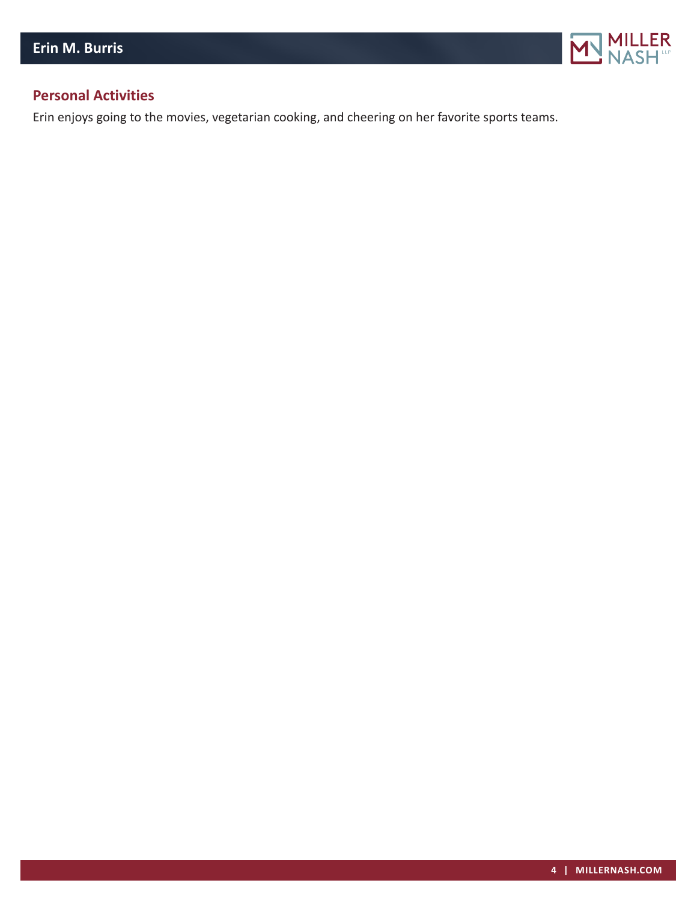## Personal Activities

Erin enjoys going to the movies, vegetarian cooking, and cheering on her favorite sports teams.